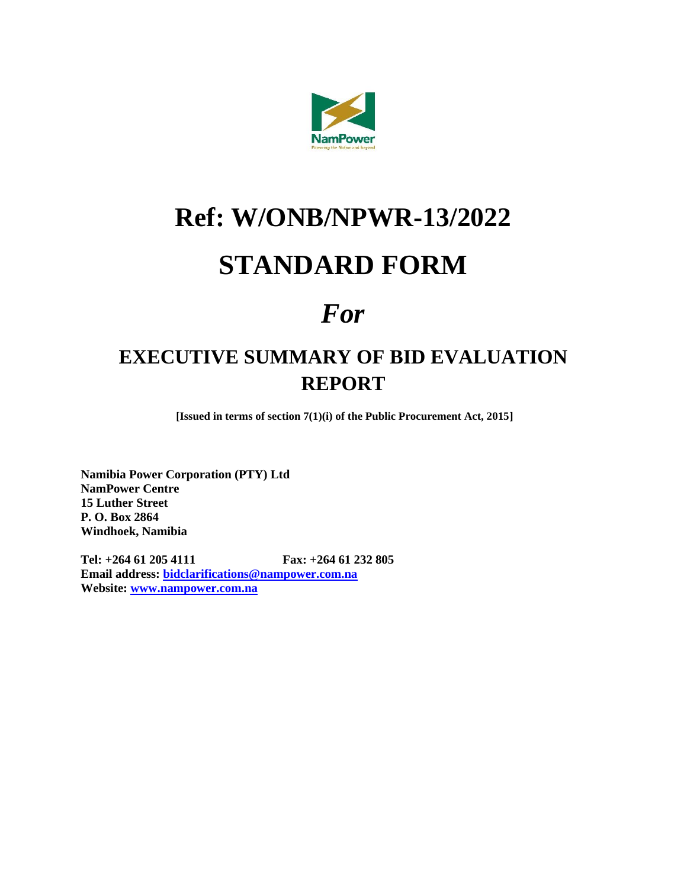# Ref: W/ONB/NPWR-13/2022

# STANDARD FORM

# *For*

## EXECUTIVE SUMMARY OF BID EVALUATION REPORT

**[Issued in terms of section 7(1)(i) of the Public Procurement Act, 2015]**

**Namibia Power Corporation (PTY) Ltd**
**NamPower Centre**
**15 Luther Street**
**P. O. Box 2864**
**Windhoek, Namibia**

**Tel: +264 61 205 4111** **Fax: +264 61 232 805**
**Email address: bidclarifications@nampower.com.na**
**Website: www.nampower.com.na**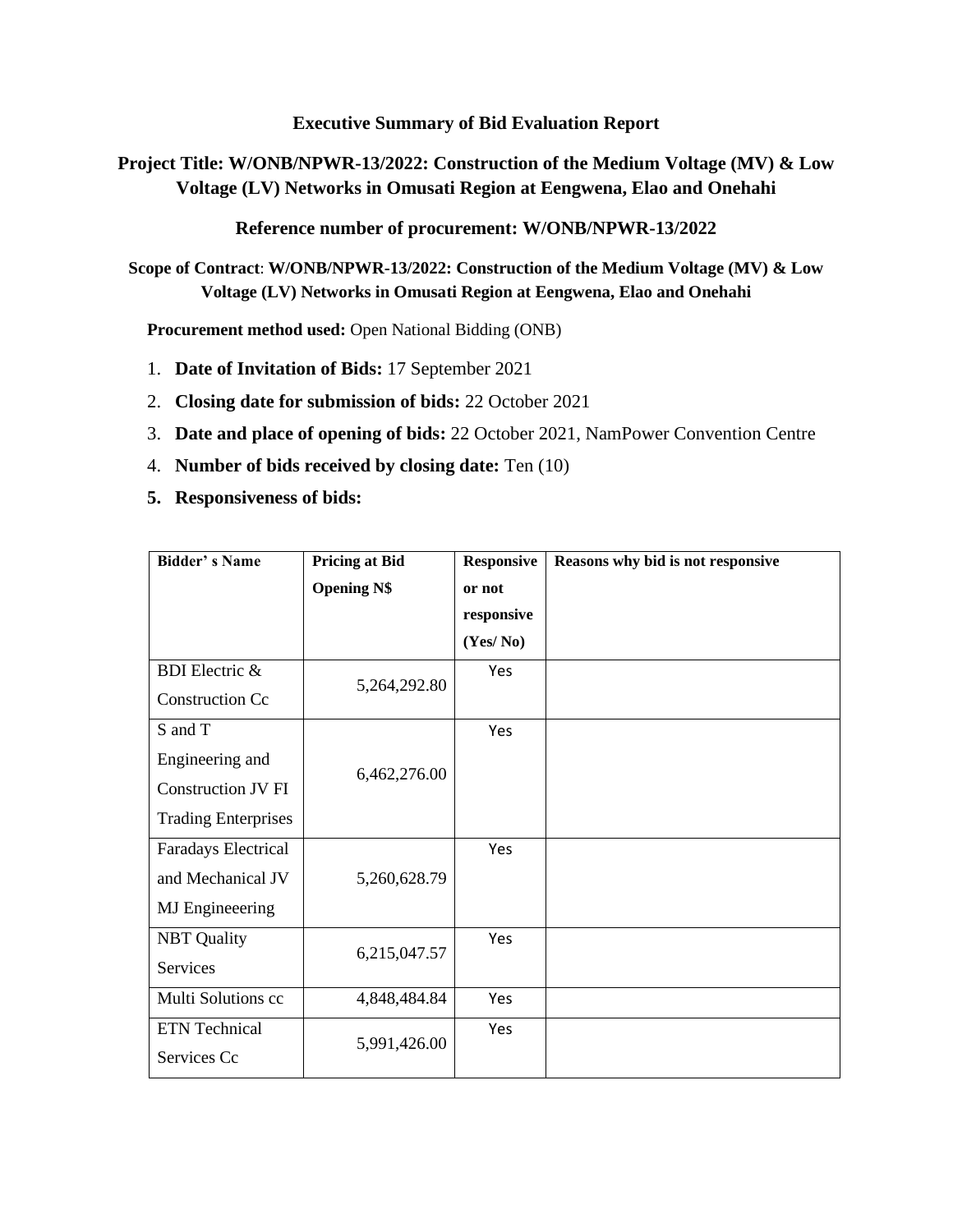**Executive Summary of Bid Evaluation Report**

**Project Title: W/ONB/NPWR-13/2022: Construction of the Medium Voltage (MV) & Low Voltage (LV) Networks in Omusati Region at Eengwena, Elao and Onehahi**

**Reference number of procurement: W/ONB/NPWR-13/2022**

**Scope of Contract**: **W/ONB/NPWR-13/2022: Construction of the Medium Voltage (MV) & Low Voltage (LV) Networks in Omusati Region at Eengwena, Elao and Onehahi**

**Procurement method used:** Open National Bidding (ONB)

1. **Date of Invitation of Bids:** 17 September 2021
2. **Closing date for submission of bids:** 22 October 2021
3. **Date and place of opening of bids:** 22 October 2021, NamPower Convention Centre
4. **Number of bids received by closing date:** Ten (10)
5. **Responsiveness of bids:**

| Bidder' s Name | Pricing at Bid Opening N$ | Responsive or not responsive (Yes/ No) | Reasons why bid is not responsive |
|---|---|---|---|
| BDI Electric & Construction Cc | 5,264,292.80 | Yes | |
| S and T Engineering and Construction JV FI Trading Enterprises | 6,462,276.00 | Yes | |
| Faradays Electrical and Mechanical JV MJ Engineeering | 5,260,628.79 | Yes | |
| NBT Quality Services | 6,215,047.57 | Yes | |
| Multi Solutions cc | 4,848,484.84 | Yes | |
| ETN Technical Services Cc | 5,991,426.00 | Yes | |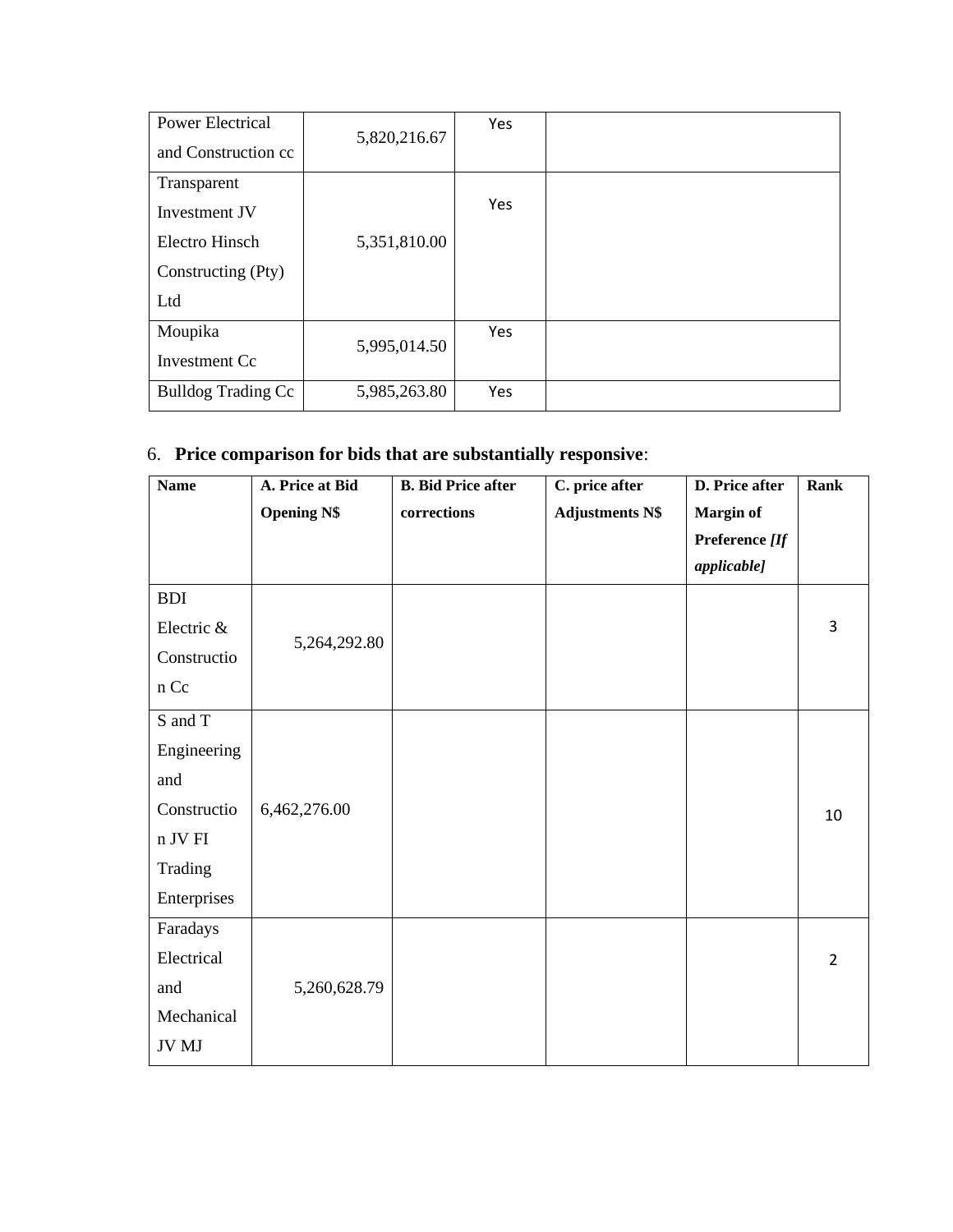| | | | |
|---|---|---|---|
| Power Electrical and Construction cc | 5,820,216.67 | Yes | |
| Transparent Investment JV Electro Hinsch Constructing (Pty) Ltd | 5,351,810.00 | Yes | |
| Moupika Investment Cc | 5,995,014.50 | Yes | |
| Bulldog Trading Cc | 5,985,263.80 | Yes | |

6. **Price comparison for bids that are substantially responsive**:

| Name | A. Price at Bid Opening N$ | B. Bid Price after corrections | C. price after Adjustments N$ | D. Price after Margin of Preference *[If applicable]* | Rank |
|---|---|---|---|---|---|
| BDI Electric & Construction Cc | 5,264,292.80 | | | | 3 |
| S and T Engineering and Construction JV FI Trading Enterprises | 6,462,276.00 | | | | 10 |
| Faradays Electrical and Mechanical JV MJ | 5,260,628.79 | | | | 2 |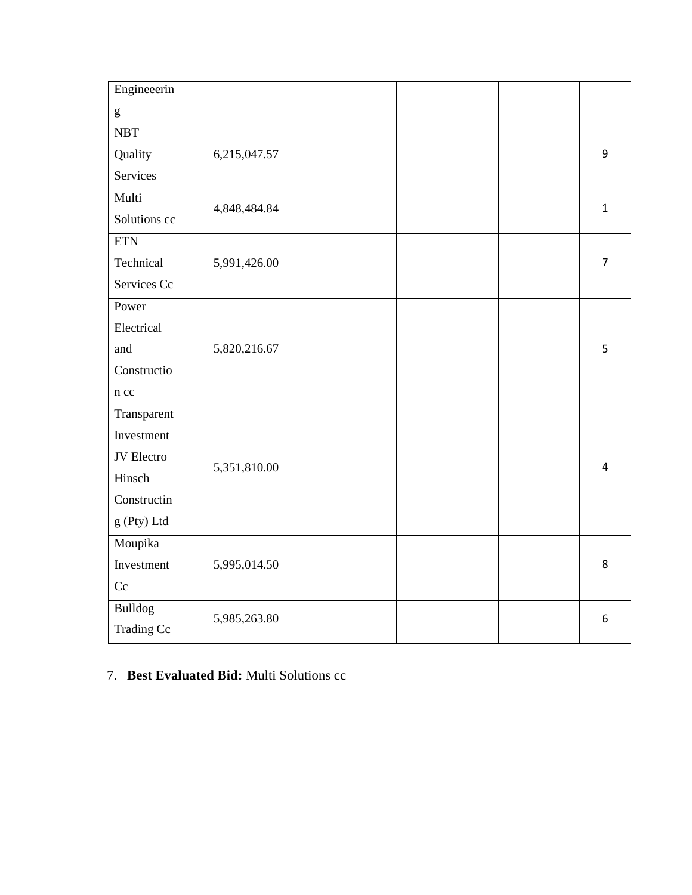| | | | | | |
|---|---|---|---|---|---|
| Engineeering | | | | | |
| NBT Quality Services | 6,215,047.57 | | | | 9 |
| Multi Solutions cc | 4,848,484.84 | | | | 1 |
| ETN Technical Services Cc | 5,991,426.00 | | | | 7 |
| Power Electrical and Construction cc | 5,820,216.67 | | | | 5 |
| Transparent Investment JV Electro Hinsch Constructing (Pty) Ltd | 5,351,810.00 | | | | 4 |
| Moupika Investment Cc | 5,995,014.50 | | | | 8 |
| Bulldog Trading Cc | 5,985,263.80 | | | | 6 |

7. **Best Evaluated Bid:** Multi Solutions cc